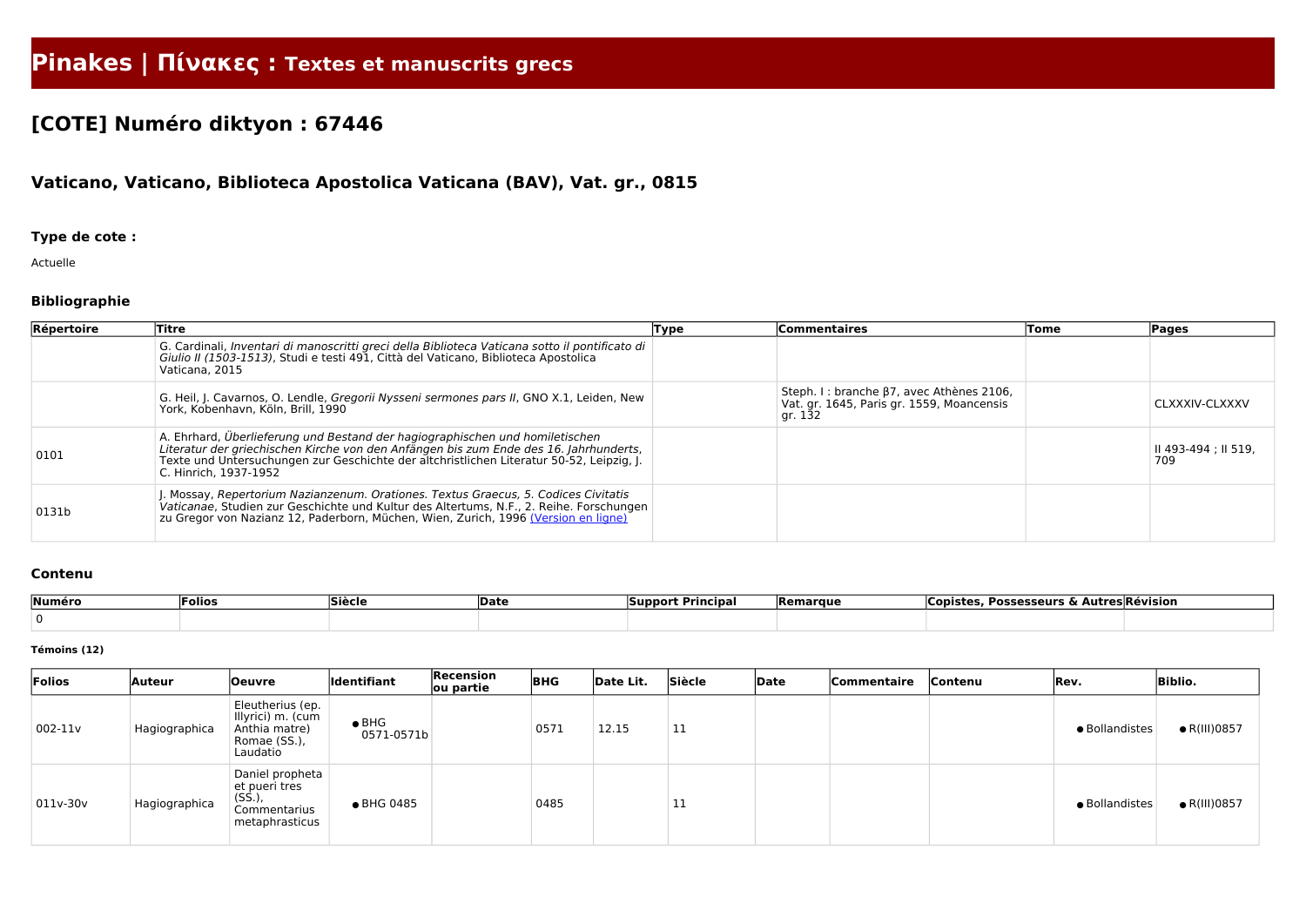# Pinakes | Πίνακες : Textes et manuscrits grecs

## [COTE] Numéro diktyon : 67446

### Vaticano, Vaticano, Biblioteca Apostolica Vaticana (BAV), Vat. gr., 0815

#### Type de cote :

Actuelle

#### Bibliographie

| Répertoire | Titre | Type | Commentaires | Tome | Pages |
|---|---|---|---|---|---|
| | G. Cardinali, *Inventari di manoscritti greci della Biblioteca Vaticana sotto il pontificato di Giulio II (1503-1513)*, Studi e testi 491, Città del Vaticano, Biblioteca Apostolica Vaticana, 2015 | | | | |
| | G. Heil, J. Cavarnos, O. Lendle, *Gregorii Nysseni sermones pars II*, GNO X.1, Leiden, New York, København, Köln, Brill, 1990 | | Steph. I : branche β7, avec Athènes 2106, Vat. gr. 1645, Paris gr. 1559, Moancensis gr. 132 | | CLXXXIV-CLXXXV |
| 0101 | A. Ehrhard, *Überlieferung und Bestand der hagiographischen und homiletischen Literatur der griechischen Kirche von den Anfängen bis zum Ende des 16. Jahrhunderts*, Texte und Untersuchungen zur Geschichte der altchristlichen Literatur 50-52, Leipzig, J. C. Hinrich, 1937-1952 | | | | II 493-494 ; II 519, 709 |
| 0131b | J. Mossay, *Repertorium Nazianzenum. Orationes. Textus Graecus, 5. Codices Civitatis Vaticanae*, Studien zur Geschichte und Kultur des Altertums, N.F., 2. Reihe. Forschungen zu Gregor von Nazianz 12, Paderborn, Müchen, Wien, Zurich, 1996 (Version en ligne) | | | | |

#### Contenu

| Numéro | Folios | Siècle | Date | Support Principal | Remarque | Copistes, Possesseurs & Autres | Révision |
|---|---|---|---|---|---|---|---|
| 0 | | | | | | | |

##### Témoins (12)

| Folios | Auteur | Oeuvre | Identifiant | Recension ou partie | BHG | Date Lit. | Siècle | Date | Commentaire | Contenu | Rev. | Biblio. |
|---|---|---|---|---|---|---|---|---|---|---|---|---|
| 002-11v | Hagiographica | Eleutherius (ep. Illyrici) m. (cum Anthia matre) Romae (SS.), Laudatio | • BHG 0571-0571b | | 0571 | 12.15 | 11 | | | | • Bollandistes | • R(III)0857 |
| 011v-30v | Hagiographica | Daniel propheta et pueri tres (SS.), Commentarius metaphrasticus | • BHG 0485 | | 0485 | | 11 | | | | • Bollandistes | • R(III)0857 |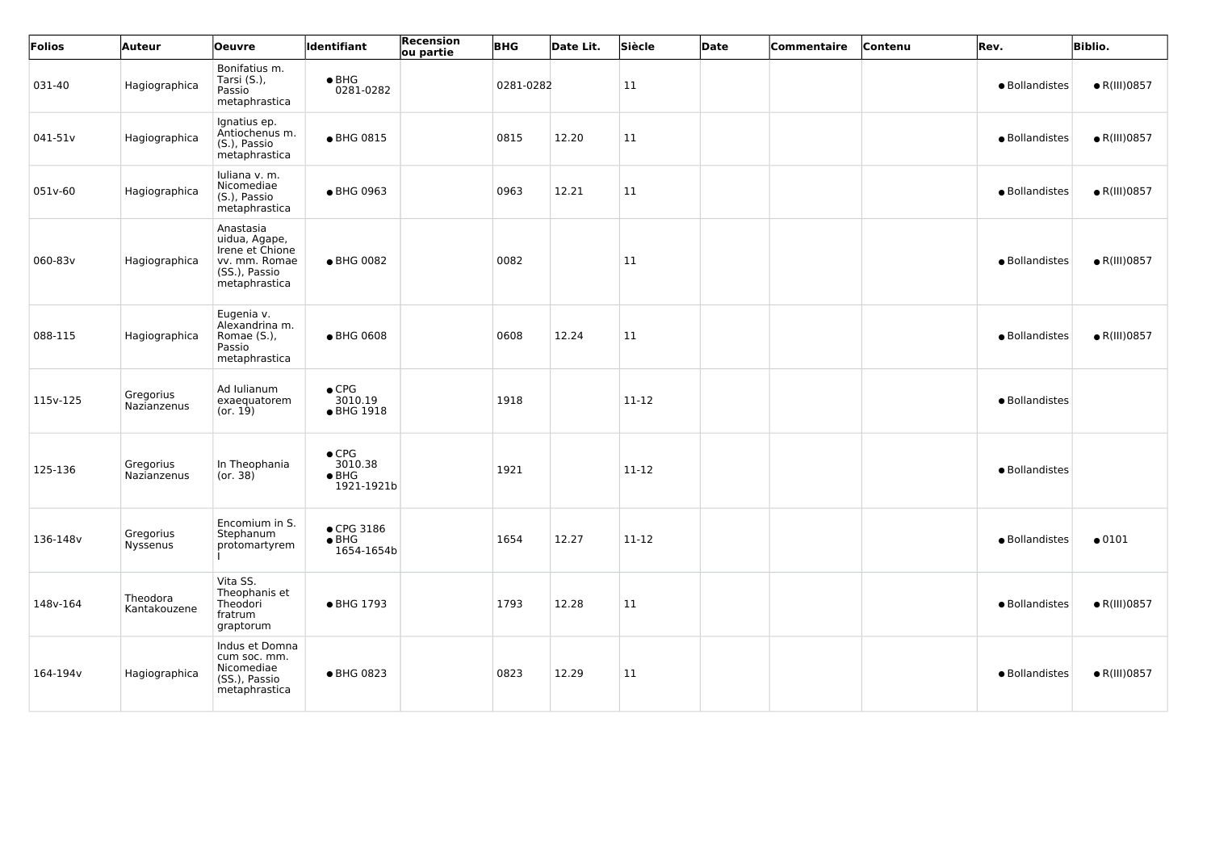| Folios | Auteur | Oeuvre | Identifiant | Recension ou partie | BHG | Date Lit. | Siècle | Date | Commentaire | Contenu | Rev. | Biblio. |
|---|---|---|---|---|---|---|---|---|---|---|---|---|
| 031-40 | Hagiographica | Bonifatius m. Tarsi (S.), Passio metaphrastica | • BHG 0281-0282 | | 0281-0282 | | 11 | | | | • Bollandistes | • R(III)0857 |
| 041-51v | Hagiographica | Ignatius ep. Antiochenus m. (S.), Passio metaphrastica | • BHG 0815 | | 0815 | 12.20 | 11 | | | | • Bollandistes | • R(III)0857 |
| 051v-60 | Hagiographica | Iuliana v. m. Nicomediae (S.), Passio metaphrastica | • BHG 0963 | | 0963 | 12.21 | 11 | | | | • Bollandistes | • R(III)0857 |
| 060-83v | Hagiographica | Anastasia uidua, Agape, Irene et Chione vv. mm. Romae (SS.), Passio metaphrastica | • BHG 0082 | | 0082 | | 11 | | | | • Bollandistes | • R(III)0857 |
| 088-115 | Hagiographica | Eugenia v. Alexandrina m. Romae (S.), Passio metaphrastica | • BHG 0608 | | 0608 | 12.24 | 11 | | | | • Bollandistes | • R(III)0857 |
| 115v-125 | Gregorius Nazianzenus | Ad Iulianum exaequatorem (or. 19) | • CPG 3010.19 • BHG 1918 | | 1918 | | 11-12 | | | | • Bollandistes | |
| 125-136 | Gregorius Nazianzenus | In Theophania (or. 38) | • CPG 3010.38 • BHG 1921-1921b | | 1921 | | 11-12 | | | | • Bollandistes | |
| 136-148v | Gregorius Nyssenus | Encomium in S. Stephanum protomartyrem I | • CPG 3186 • BHG 1654-1654b | | 1654 | 12.27 | 11-12 | | | | • Bollandistes | • 0101 |
| 148v-164 | Theodora Kantakouzene | Vita SS. Theophanis et Theodori fratrum graptorum | • BHG 1793 | | 1793 | 12.28 | 11 | | | | • Bollandistes | • R(III)0857 |
| 164-194v | Hagiographica | Indus et Domna cum soc. mm. Nicomediae (SS.), Passio metaphrastica | • BHG 0823 | | 0823 | 12.29 | 11 | | | | • Bollandistes | • R(III)0857 |